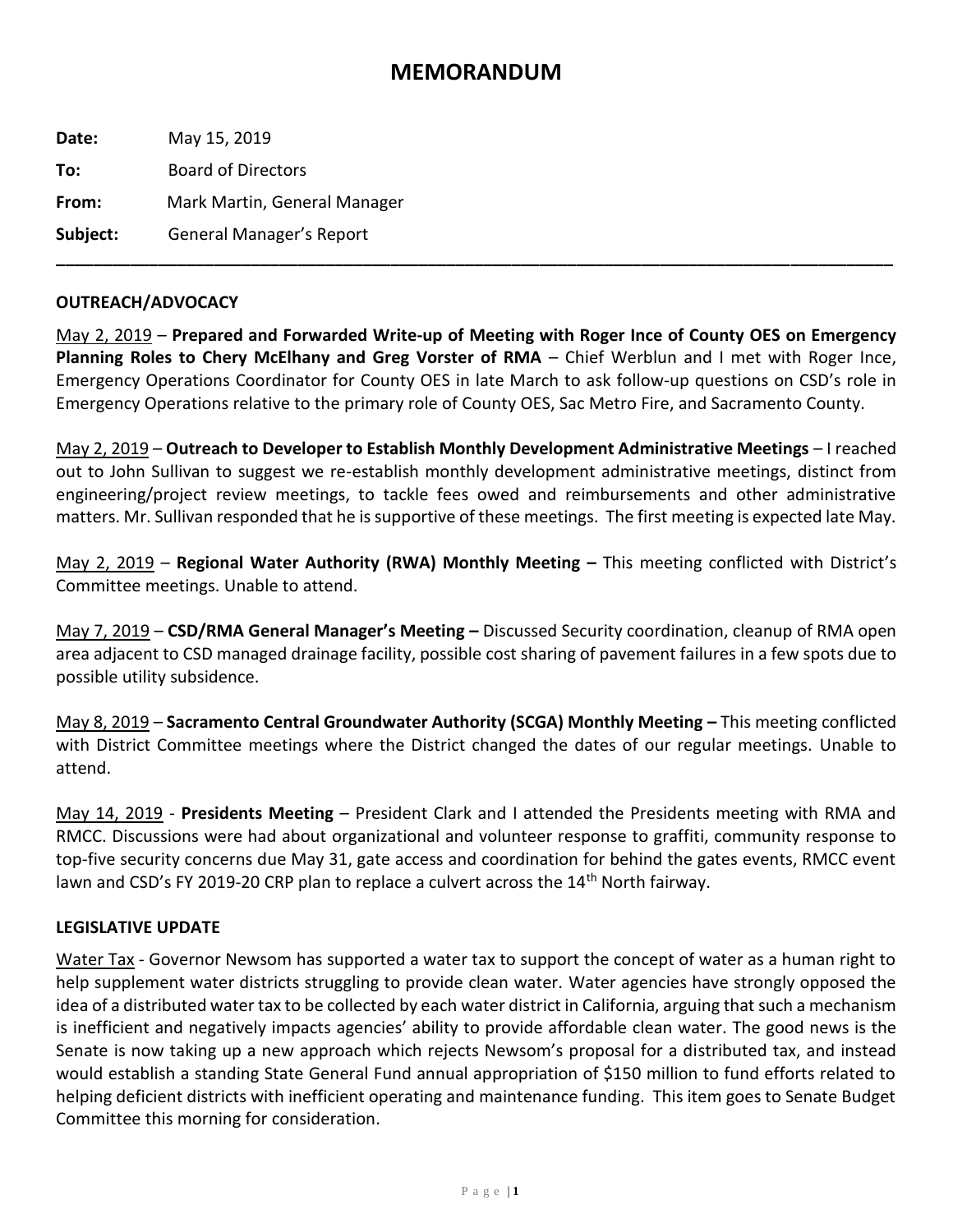# MEMORANDUM

**Date:** May 15, 2019

**To:** Board of Directors

**From:** Mark Martin, General Manager

**Subject:** General Manager's Report

---

**OUTREACH/ADVOCACY**

May 2, 2019 – **Prepared and Forwarded Write-up of Meeting with Roger Ince of County OES on Emergency Planning Roles to Chery McElhany and Greg Vorster of RMA** – Chief Werblun and I met with Roger Ince, Emergency Operations Coordinator for County OES in late March to ask follow-up questions on CSD's role in Emergency Operations relative to the primary role of County OES, Sac Metro Fire, and Sacramento County.

May 2, 2019 – **Outreach to Developer to Establish Monthly Development Administrative Meetings** – I reached out to John Sullivan to suggest we re-establish monthly development administrative meetings, distinct from engineering/project review meetings, to tackle fees owed and reimbursements and other administrative matters. Mr. Sullivan responded that he is supportive of these meetings. The first meeting is expected late May.

May 2, 2019 – **Regional Water Authority (RWA) Monthly Meeting –** This meeting conflicted with District's Committee meetings. Unable to attend.

May 7, 2019 – **CSD/RMA General Manager's Meeting –** Discussed Security coordination, cleanup of RMA open area adjacent to CSD managed drainage facility, possible cost sharing of pavement failures in a few spots due to possible utility subsidence.

May 8, 2019 – **Sacramento Central Groundwater Authority (SCGA) Monthly Meeting –** This meeting conflicted with District Committee meetings where the District changed the dates of our regular meetings. Unable to attend.

May 14, 2019 - **Presidents Meeting** – President Clark and I attended the Presidents meeting with RMA and RMCC. Discussions were had about organizational and volunteer response to graffiti, community response to top-five security concerns due May 31, gate access and coordination for behind the gates events, RMCC event lawn and CSD's FY 2019-20 CRP plan to replace a culvert across the 14th North fairway.

**LEGISLATIVE UPDATE**

Water Tax - Governor Newsom has supported a water tax to support the concept of water as a human right to help supplement water districts struggling to provide clean water. Water agencies have strongly opposed the idea of a distributed water tax to be collected by each water district in California, arguing that such a mechanism is inefficient and negatively impacts agencies' ability to provide affordable clean water. The good news is the Senate is now taking up a new approach which rejects Newsom's proposal for a distributed tax, and instead would establish a standing State General Fund annual appropriation of $150 million to fund efforts related to helping deficient districts with inefficient operating and maintenance funding. This item goes to Senate Budget Committee this morning for consideration.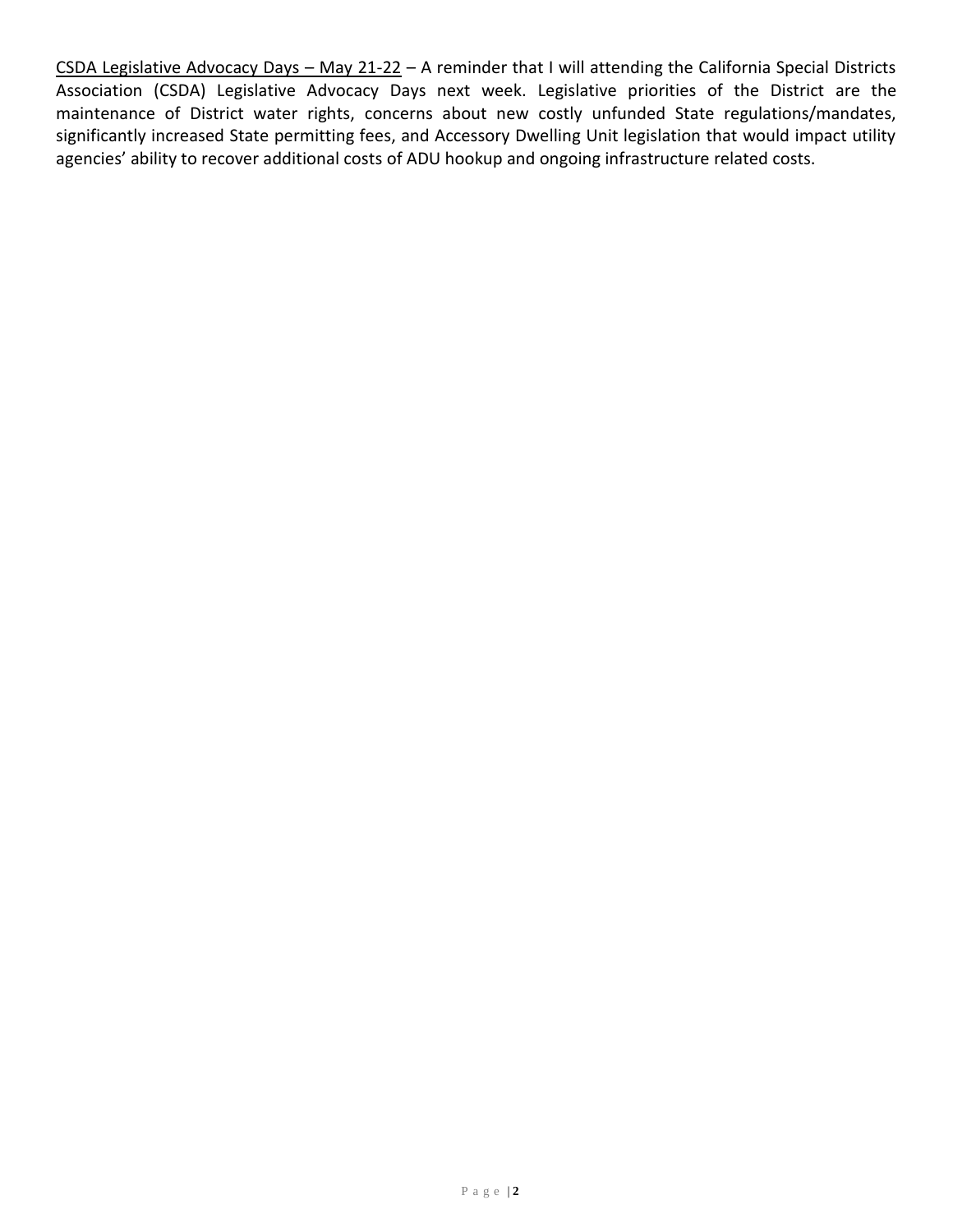<u>CSDA Legislative Advocacy Days – May 21-22</u> – A reminder that I will attending the California Special Districts Association (CSDA) Legislative Advocacy Days next week. Legislative priorities of the District are the maintenance of District water rights, concerns about new costly unfunded State regulations/mandates, significantly increased State permitting fees, and Accessory Dwelling Unit legislation that would impact utility agencies' ability to recover additional costs of ADU hookup and ongoing infrastructure related costs.